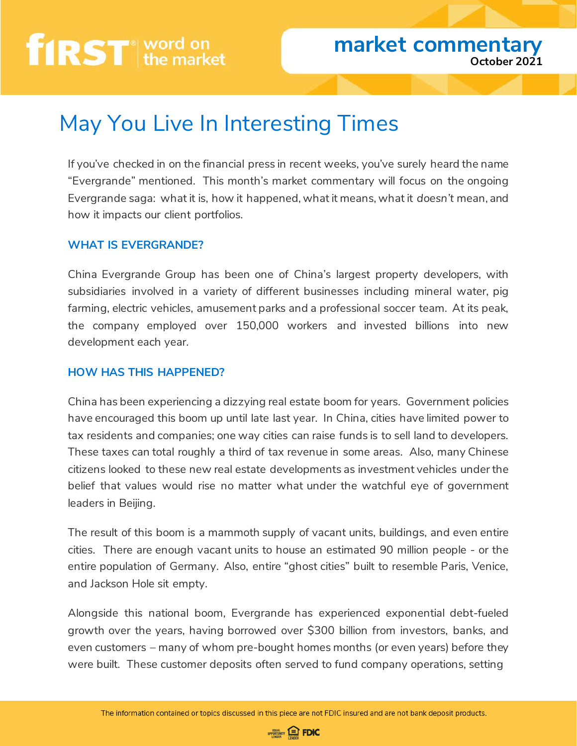first word on the market

market commentary
October 2021

# May You Live In Interesting Times

If you've checked in on the financial press in recent weeks, you've surely heard the name "Evergrande" mentioned. This month's market commentary will focus on the ongoing Evergrande saga: what it is, how it happened, what it means, what it *doesn't* mean, and how it impacts our client portfolios.

### WHAT IS EVERGRANDE?

China Evergrande Group has been one of China's largest property developers, with subsidiaries involved in a variety of different businesses including mineral water, pig farming, electric vehicles, amusement parks and a professional soccer team. At its peak, the company employed over 150,000 workers and invested billions into new development each year.

### HOW HAS THIS HAPPENED?

China has been experiencing a dizzying real estate boom for years. Government policies have encouraged this boom up until late last year. In China, cities have limited power to tax residents and companies; one way cities can raise funds is to sell land to developers. These taxes can total roughly a third of tax revenue in some areas. Also, many Chinese citizens looked to these new real estate developments as investment vehicles under the belief that values would rise no matter what under the watchful eye of government leaders in Beijing.

The result of this boom is a mammoth supply of vacant units, buildings, and even entire cities. There are enough vacant units to house an estimated 90 million people - or the entire population of Germany. Also, entire "ghost cities" built to resemble Paris, Venice, and Jackson Hole sit empty.

Alongside this national boom, Evergrande has experienced exponential debt-fueled growth over the years, having borrowed over $300 billion from investors, banks, and even customers – many of whom pre-bought homes months (or even years) before they were built. These customer deposits often served to fund company operations, setting

The information contained or topics discussed in this piece are not FDIC insured and are not bank deposit products.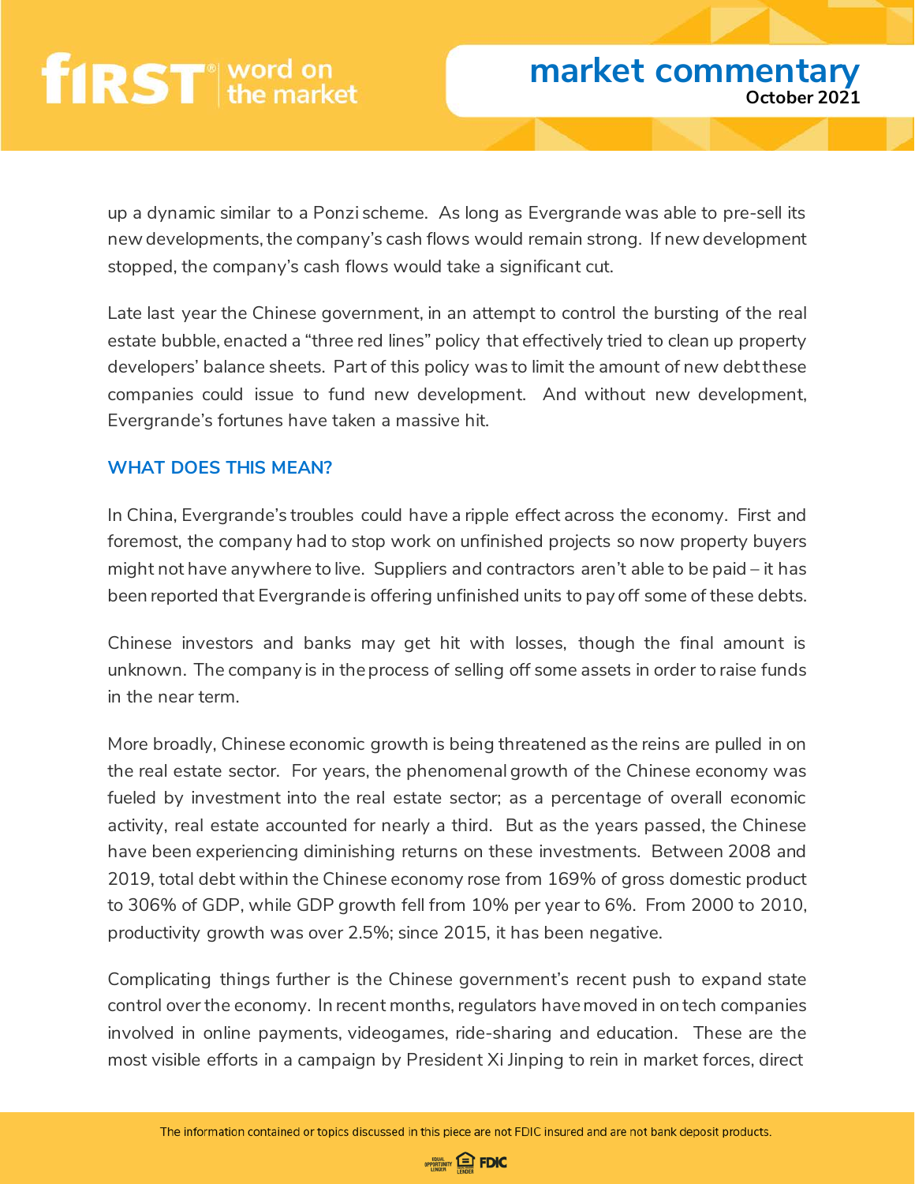up a dynamic similar to a Ponzi scheme. As long as Evergrande was able to pre-sell its new developments, the company's cash flows would remain strong. If new development stopped, the company's cash flows would take a significant cut.

Late last year the Chinese government, in an attempt to control the bursting of the real estate bubble, enacted a "three red lines" policy that effectively tried to clean up property developers' balance sheets. Part of this policy was to limit the amount of new debt these companies could issue to fund new development. And without new development, Evergrande's fortunes have taken a massive hit.

## WHAT DOES THIS MEAN?

In China, Evergrande's troubles could have a ripple effect across the economy. First and foremost, the company had to stop work on unfinished projects so now property buyers might not have anywhere to live. Suppliers and contractors aren't able to be paid – it has been reported that Evergrande is offering unfinished units to pay off some of these debts.

Chinese investors and banks may get hit with losses, though the final amount is unknown. The company is in the process of selling off some assets in order to raise funds in the near term.

More broadly, Chinese economic growth is being threatened as the reins are pulled in on the real estate sector. For years, the phenomenal growth of the Chinese economy was fueled by investment into the real estate sector; as a percentage of overall economic activity, real estate accounted for nearly a third. But as the years passed, the Chinese have been experiencing diminishing returns on these investments. Between 2008 and 2019, total debt within the Chinese economy rose from 169% of gross domestic product to 306% of GDP, while GDP growth fell from 10% per year to 6%. From 2000 to 2010, productivity growth was over 2.5%; since 2015, it has been negative.

Complicating things further is the Chinese government's recent push to expand state control over the economy. In recent months, regulators have moved in on tech companies involved in online payments, videogames, ride-sharing and education. These are the most visible efforts in a campaign by President Xi Jinping to rein in market forces, direct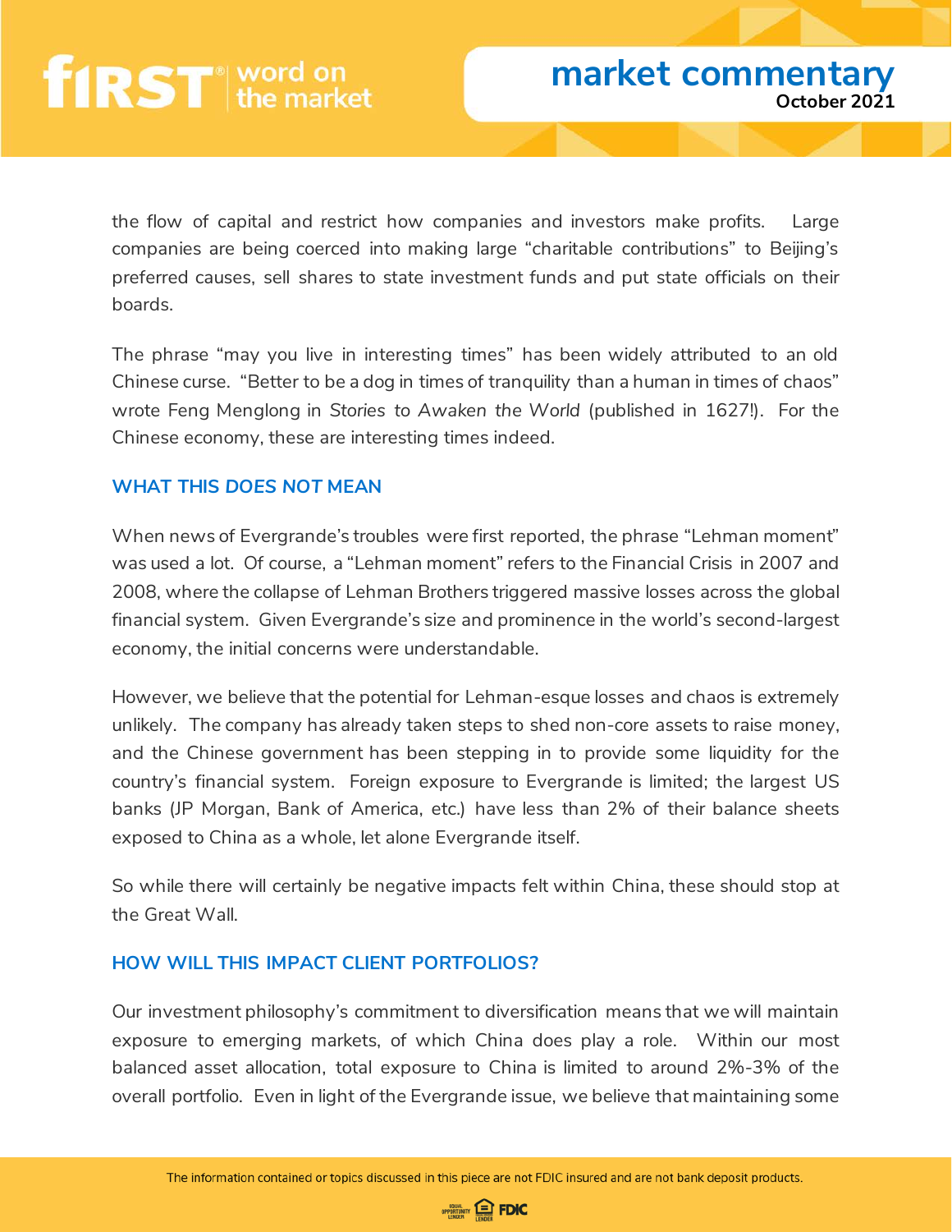the flow of capital and restrict how companies and investors make profits. Large companies are being coerced into making large "charitable contributions" to Beijing's preferred causes, sell shares to state investment funds and put state officials on their boards.

The phrase "may you live in interesting times" has been widely attributed to an old Chinese curse. "Better to be a dog in times of tranquility than a human in times of chaos" wrote Feng Menglong in *Stories to Awaken the World* (published in 1627!). For the Chinese economy, these are interesting times indeed.

## WHAT THIS *DOES NOT* MEAN

When news of Evergrande's troubles were first reported, the phrase "Lehman moment" was used a lot. Of course, a "Lehman moment" refers to the Financial Crisis in 2007 and 2008, where the collapse of Lehman Brothers triggered massive losses across the global financial system. Given Evergrande's size and prominence in the world's second-largest economy, the initial concerns were understandable.

However, we believe that the potential for Lehman-esque losses and chaos is extremely unlikely. The company has already taken steps to shed non-core assets to raise money, and the Chinese government has been stepping in to provide some liquidity for the country's financial system. Foreign exposure to Evergrande is limited; the largest US banks (JP Morgan, Bank of America, etc.) have less than 2% of their balance sheets exposed to China as a whole, let alone Evergrande itself.

So while there will certainly be negative impacts felt within China, these should stop at the Great Wall.

## HOW WILL THIS IMPACT CLIENT PORTFOLIOS?

Our investment philosophy's commitment to diversification means that we will maintain exposure to emerging markets, of which China does play a role. Within our most balanced asset allocation, total exposure to China is limited to around 2%-3% of the overall portfolio. Even in light of the Evergrande issue, we believe that maintaining some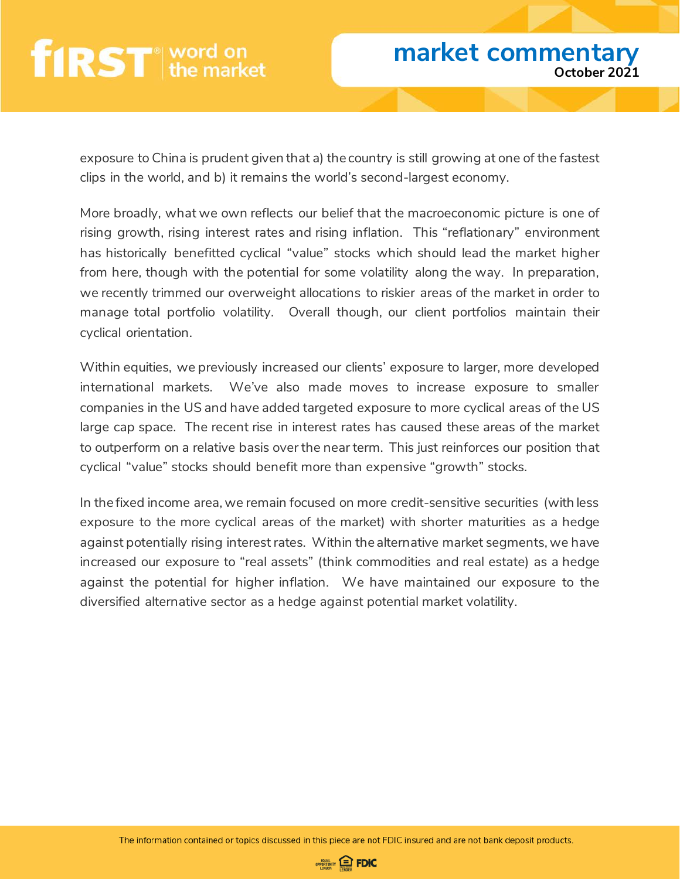exposure to China is prudent given that a) the country is still growing at one of the fastest clips in the world, and b) it remains the world's second-largest economy.

More broadly, what we own reflects our belief that the macroeconomic picture is one of rising growth, rising interest rates and rising inflation. This "reflationary" environment has historically benefitted cyclical "value" stocks which should lead the market higher from here, though with the potential for some volatility along the way. In preparation, we recently trimmed our overweight allocations to riskier areas of the market in order to manage total portfolio volatility. Overall though, our client portfolios maintain their cyclical orientation.

Within equities, we previously increased our clients' exposure to larger, more developed international markets. We've also made moves to increase exposure to smaller companies in the US and have added targeted exposure to more cyclical areas of the US large cap space. The recent rise in interest rates has caused these areas of the market to outperform on a relative basis over the near term. This just reinforces our position that cyclical "value" stocks should benefit more than expensive "growth" stocks.

In the fixed income area, we remain focused on more credit-sensitive securities (with less exposure to the more cyclical areas of the market) with shorter maturities as a hedge against potentially rising interest rates. Within the alternative market segments, we have increased our exposure to "real assets" (think commodities and real estate) as a hedge against the potential for higher inflation. We have maintained our exposure to the diversified alternative sector as a hedge against potential market volatility.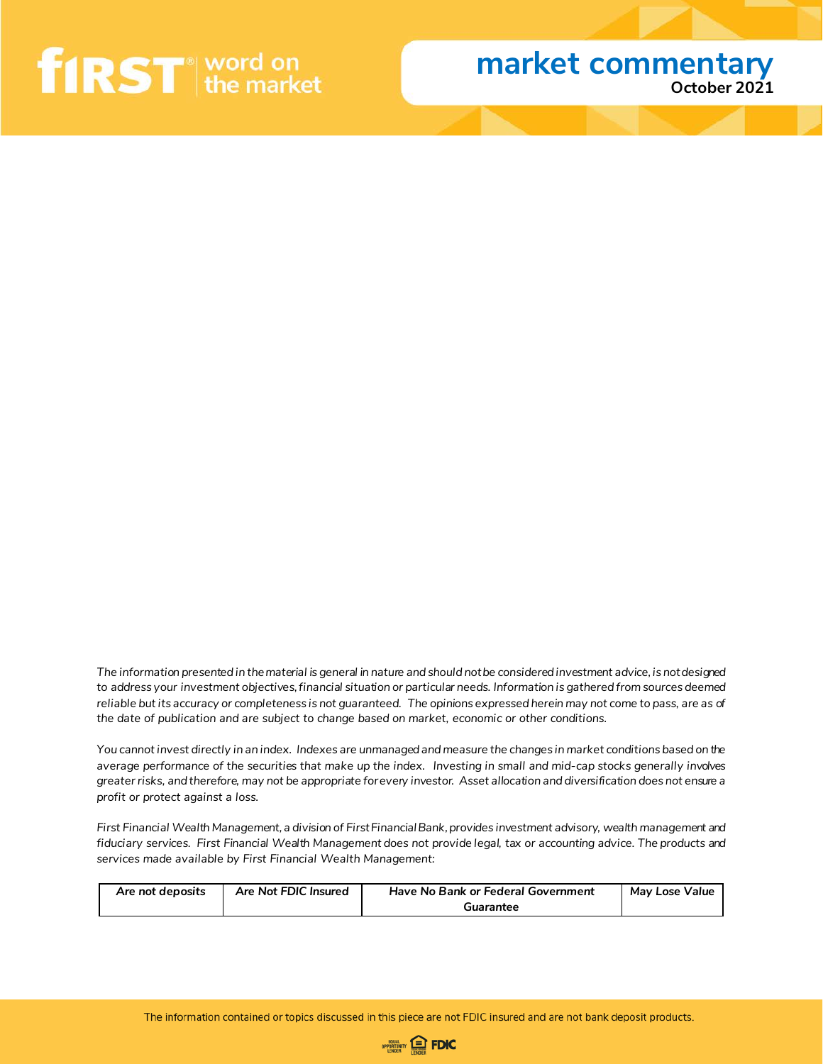*The information presented in the material is general in nature and should not be considered investment advice, is not designed to address your investment objectives, financial situation or particular needs. Information is gathered from sources deemed reliable but its accuracy or completeness is not guaranteed. The opinions expressed herein may not come to pass, are as of the date of publication and are subject to change based on market, economic or other conditions.*

*You cannot invest directly in an index. Indexes are unmanaged and measure the changes in market conditions based on the average performance of the securities that make up the index. Investing in small and mid-cap stocks generally involves greater risks, and therefore, may not be appropriate for every investor. Asset allocation and diversification does not ensure a profit or protect against a loss.*

*First Financial Wealth Management, a division of First Financial Bank, provides investment advisory, wealth management and fiduciary services. First Financial Wealth Management does not provide legal, tax or accounting advice. The products and services made available by First Financial Wealth Management:*

| | | | |
|---|---|---|---|
| ***Are not deposits*** | ***Are Not FDIC Insured*** | ***Have No Bank or Federal Government Guarantee*** | ***May Lose Value*** |

The information contained or topics discussed in this piece are not FDIC insured and are not bank deposit products.